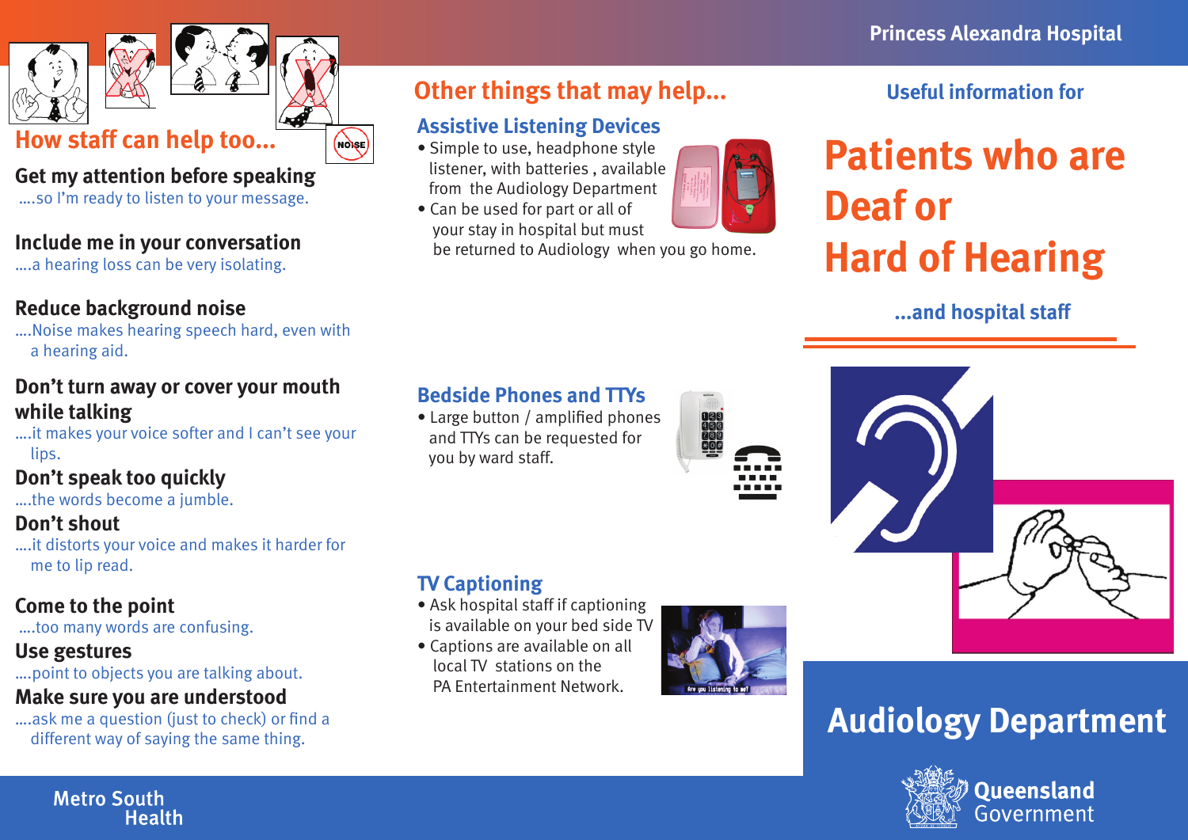Princess Alexandra Hospital

Useful information for

# Patients who are Deaf or Hard of Hearing

**...and hospital staff**

## Audiology Department

## How staff can help too...

**Get my attention before speaking**
....so I'm ready to listen to your message.

**Include me in your conversation**
....a hearing loss can be very isolating.

**Reduce background noise**
....Noise makes hearing speech hard, even with a hearing aid.

**Don't turn away or cover your mouth while talking**
....it makes your voice softer and I can't see your lips.

**Don't speak too quickly**
....the words become a jumble.

**Don't shout**
....it distorts your voice and makes it harder for me to lip read.

**Come to the point**
....too many words are confusing.

**Use gestures**
....point to objects you are talking about.

**Make sure you are understood**
....ask me a question (just to check) or find a different way of saying the same thing.

## Other things that may help...

### Assistive Listening Devices

- Simple to use, headphone style listener, with batteries , available from the Audiology Department
- Can be used for part or all of your stay in hospital but must be returned to Audiology when you go home.

### Bedside Phones and TTYs

- Large button / amplified phones and TTYs can be requested for you by ward staff.

### TV Captioning

- Ask hospital staff if captioning is available on your bed side TV
- Captions are available on all local TV stations on the PA Entertainment Network.

Metro South Health

Queensland Government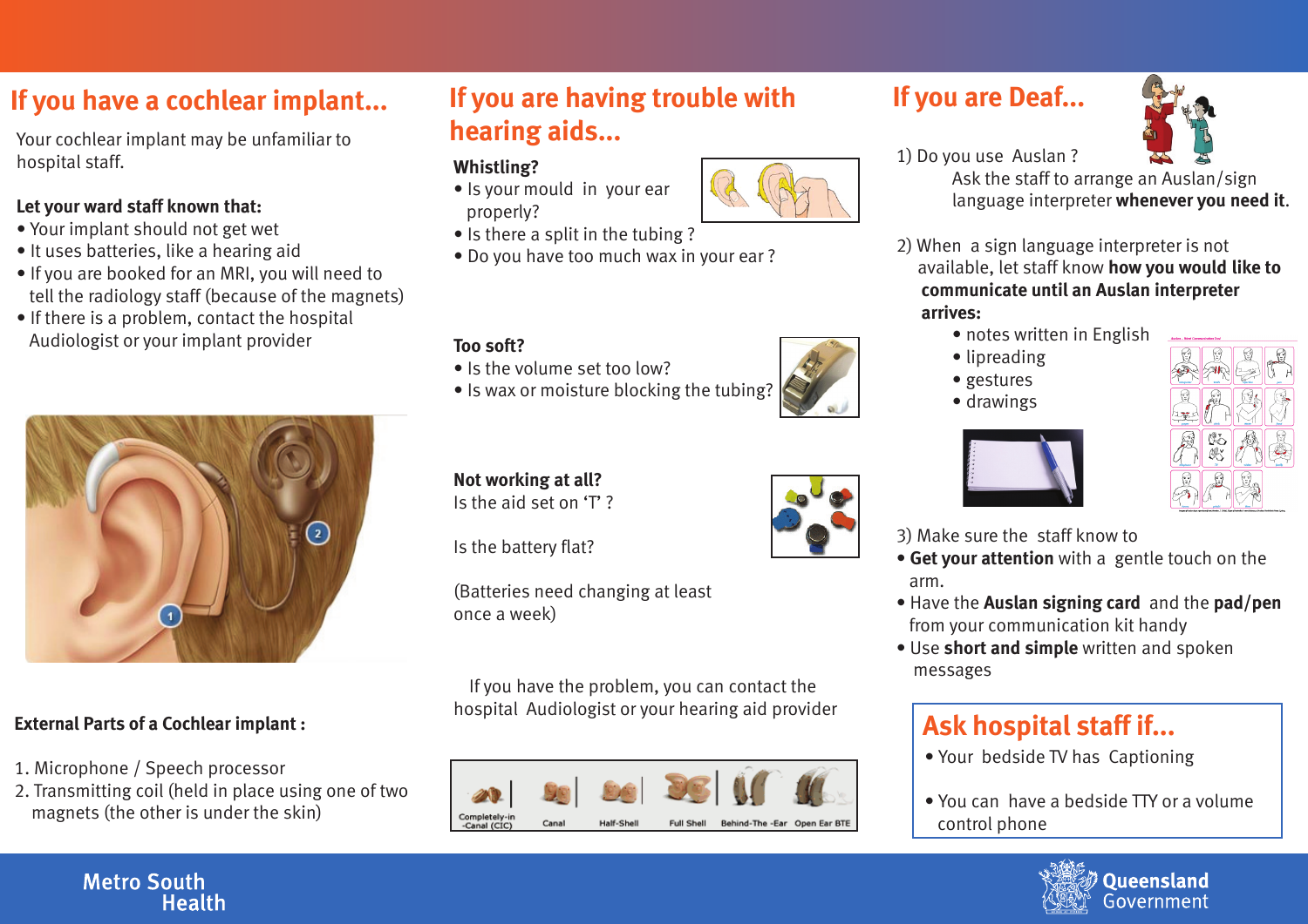## If you have a cochlear implant...

Your cochlear implant may be unfamiliar to hospital staff.

**Let your ward staff known that:**

- Your implant should not get wet
- It uses batteries, like a hearing aid
- If you are booked for an MRI, you will need to tell the radiology staff (because of the magnets)
- If there is a problem, contact the hospital Audiologist or your implant provider

**External Parts of a Cochlear implant :**

1. Microphone / Speech processor
2. Transmitting coil (held in place using one of two magnets (the other is under the skin)

## If you are having trouble with hearing aids...

**Whistling?**

- Is your mould in your ear properly?
- Is there a split in the tubing ?
- Do you have too much wax in your ear ?

**Too soft?**

- Is the volume set too low?
- Is wax or moisture blocking the tubing?

**Not working at all?**

Is the aid set on 'T' ?

Is the battery flat?

(Batteries need changing at least once a week)

If you have the problem, you can contact the hospital Audiologist or your hearing aid provider

Completely-in -Canal (CIC) | Canal | Half-Shell | Full Shell | Behind-The -Ear | Open Ear BTE

## If you are Deaf...

1) Do you use Auslan ?

Ask the staff to arrange an Auslan/sign language interpreter **whenever you need it**.

2) When a sign language interpreter is not available, let staff know **how you would like to communicate until an Auslan interpreter arrives:**

- notes written in English
- lipreading
- gestures
- drawings

3) Make sure the staff know to

- **Get your attention** with a gentle touch on the arm.
- Have the **Auslan signing card** and the **pad/pen** from your communication kit handy
- Use **short and simple** written and spoken messages

## Ask hospital staff if...

- Your bedside TV has Captioning
- You can have a bedside TTY or a volume control phone

Metro South Health

Queensland Government